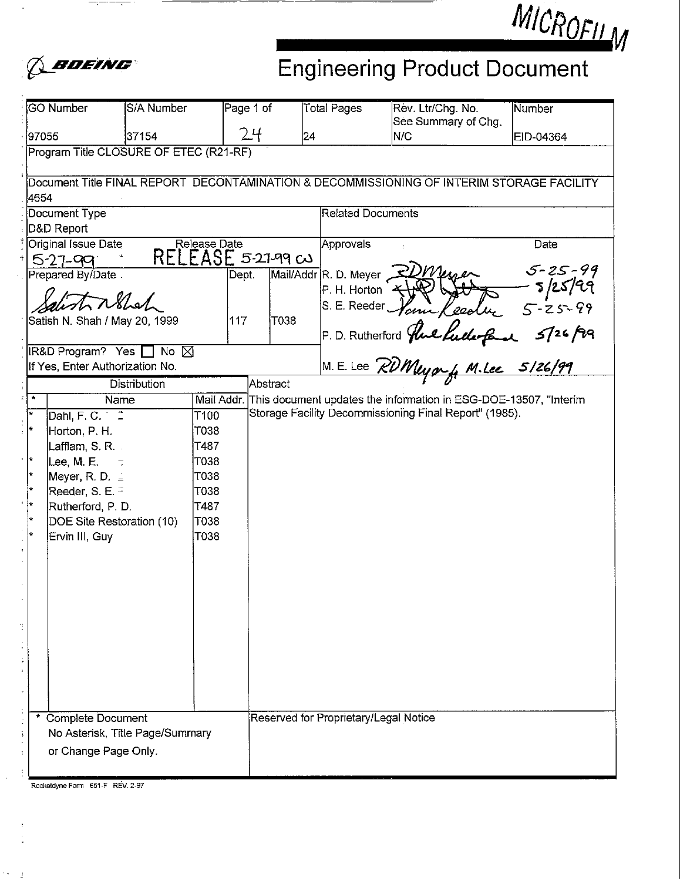MICROFILM

BOEING

# Engineering Product Document

| GO Number | S/A Number | Page 1 of | Total Pages | Rev. Ltr/Chg. No. See Summary of Chg. | Number |
|---|---|---|---|---|---|
| 97055 | 37154 | 24 | 24 | N/C | EID-04364 |

Program Title CLOSURE OF ETEC (R21-RF)

Document Title FINAL REPORT DECONTAMINATION & DECOMMISSIONING OF INTERIM STORAGE FACILITY 4654

| Document Type | Related Documents |
|---|---|
| D&D Report | |

| Original Issue Date | Release Date |
|---|---|
| 5-27-99 | RELEASE 5-27-99 CW |

| Prepared By/Date | Dept. | Mail/Addr |
|---|---|---|
| Satish N. Shah / May 20, 1999 | 117 | T038 |

| Approvals | Date |
|---|---|
| R. D. Meyer *RDMeyer* | 5-25-99 |
| P. H. Horton *(signature)* | 5/25/99 |
| S. E. Reeder *(signature)* | 5-25-99 |
| P. D. Rutherford *(signature)* | 5/26/99 |
| M. E. Lee *RDMeyer for M.Lee* | 5/26/99 |

IR&D Program? Yes ☐ No ☒

If Yes, Enter Authorization No.

**Distribution**

| * | Name | Mail Addr. |
|---|---|---|
| * | Dahl, F. C. | T100 |
| * | Horton, P. H. | T038 |
| | Lafflam, S. R. | T487 |
| * | Lee, M. E. | T038 |
| * | Meyer, R. D. | T038 |
| * | Reeder, S. E. | T038 |
| * | Rutherford, P. D. | T487 |
| * | DOE Site Restoration (10) | T038 |
| * | Ervin III, Guy | T038 |

\* Complete Document
No Asterisk, Title Page/Summary or Change Page Only.

**Abstract**

This document updates the information in ESG-DOE-13507, "Interim Storage Facility Decommissioning Final Report" (1985).

Reserved for Proprietary/Legal Notice

Rocketdyne Form 651-F REV. 2-97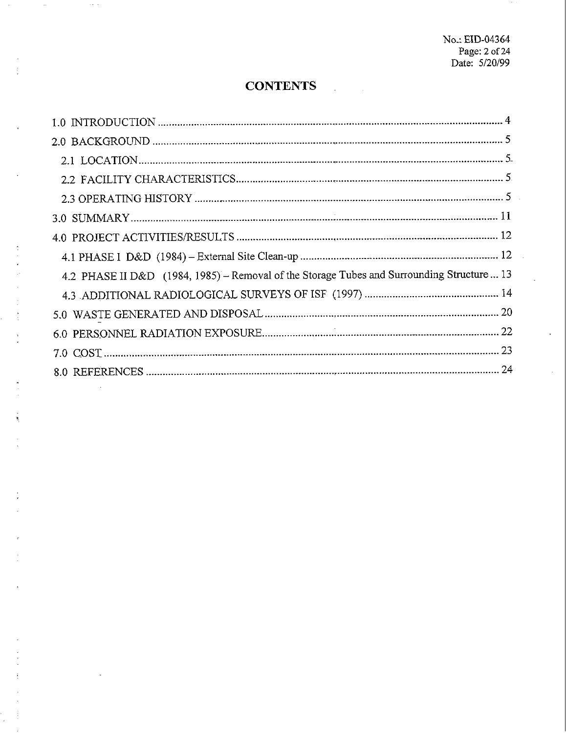# CONTENTS

1.0 INTRODUCTION ............................................................................................................ 4

2.0 BACKGROUND ............................................................................................................ 5

2.1 LOCATION ................................................................................................................ 5

2.2 FACILITY CHARACTERISTICS ................................................................................ 5

2.3 OPERATING HISTORY ............................................................................................ 5

3.0 SUMMARY .................................................................................................................. 11

4.0 PROJECT ACTIVITIES/RESULTS .............................................................................. 12

4.1 PHASE I D&D (1984) – External Site Clean-up ........................................................ 12

4.2 PHASE II D&D (1984, 1985) – Removal of the Storage Tubes and Surrounding Structure ... 13

4.3 ADDITIONAL RADIOLOGICAL SURVEYS OF ISF (1997) ........................................ 14

5.0 WASTE GENERATED AND DISPOSAL .................................................................... 20

6.0 PERSONNEL RADIATION EXPOSURE ..................................................................... 22

7.0 COST ........................................................................................................................... 23

8.0 REFERENCES ............................................................................................................. 24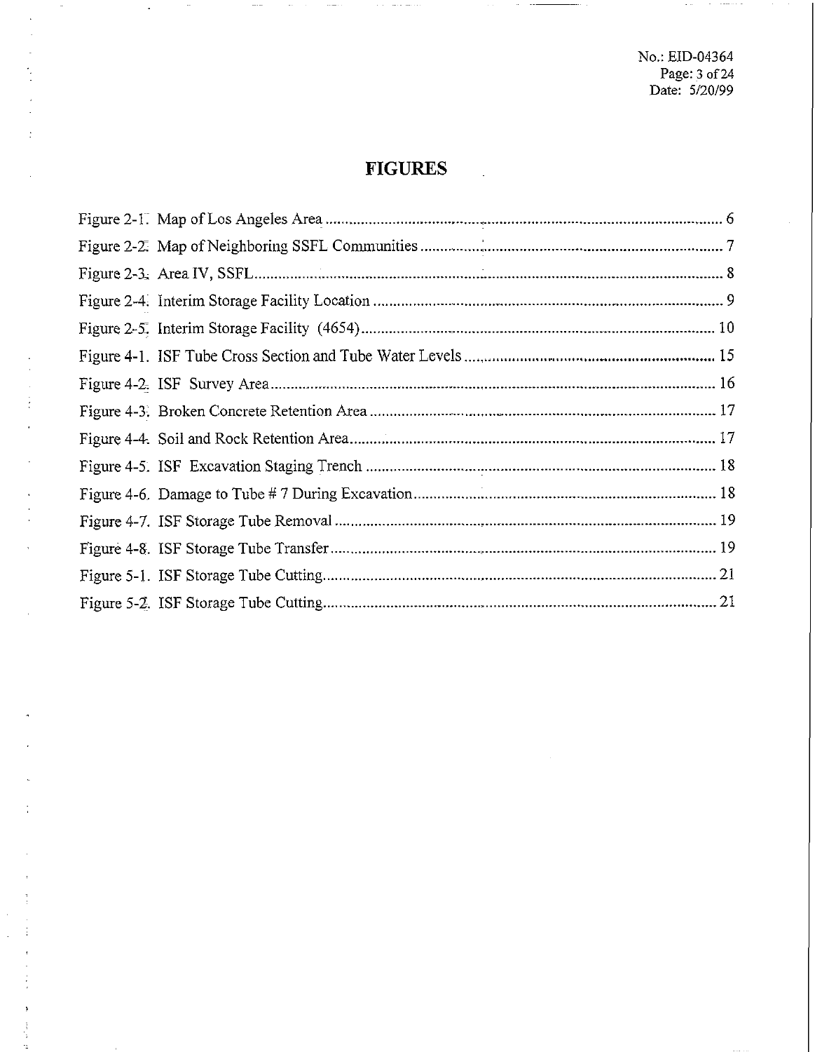# FIGURES

Figure 2-1. Map of Los Angeles Area .................................................................................................... 6

Figure 2-2. Map of Neighboring SSFL Communities ............................................................................ 7

Figure 2-3. Area IV, SSFL...................................................................................................................... 8

Figure 2-4. Interim Storage Facility Location ......................................................................................... 9

Figure 2-5. Interim Storage Facility (4654)........................................................................................... 10

Figure 4-1. ISF Tube Cross Section and Tube Water Levels ................................................................ 15

Figure 4-2. ISF Survey Area.................................................................................................................. 16

Figure 4-3. Broken Concrete Retention Area ........................................................................................ 17

Figure 4-4. Soil and Rock Retention Area............................................................................................. 17

Figure 4-5. ISF Excavation Staging Trench .......................................................................................... 18

Figure 4-6. Damage to Tube # 7 During Excavation.............................................................................. 18

Figure 4-7. ISF Storage Tube Removal ................................................................................................. 19

Figure 4-8. ISF Storage Tube Transfer.................................................................................................. 19

Figure 5-1. ISF Storage Tube Cutting.................................................................................................... 21

Figure 5-2. ISF Storage Tube Cutting.................................................................................................... 21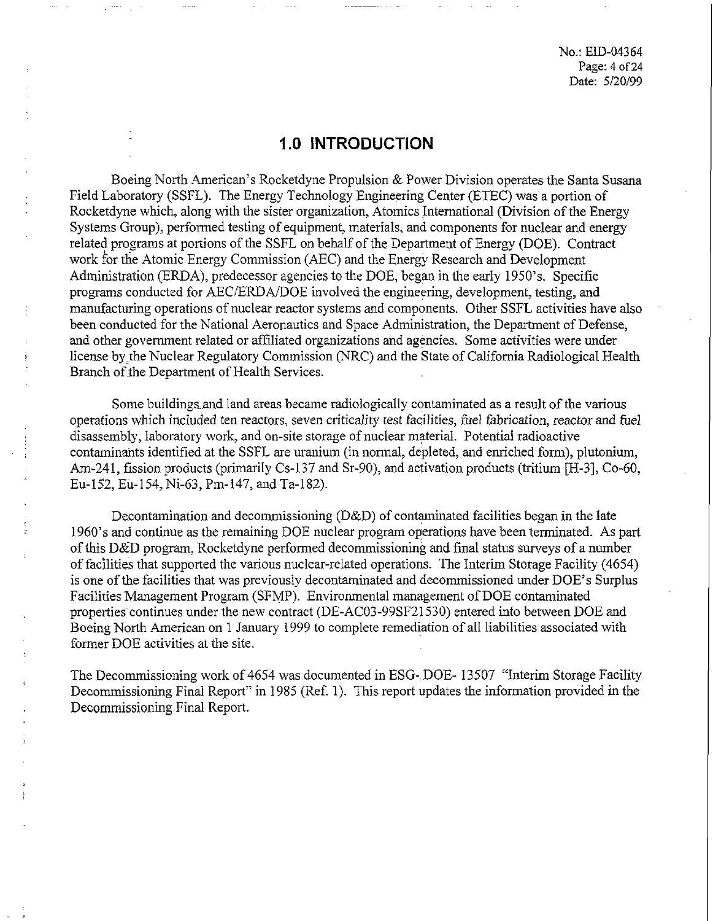# 1.0 INTRODUCTION

Boeing North American's Rocketdyne Propulsion & Power Division operates the Santa Susana Field Laboratory (SSFL). The Energy Technology Engineering Center (ETEC) was a portion of Rocketdyne which, along with the sister organization, Atomics International (Division of the Energy Systems Group), performed testing of equipment, materials, and components for nuclear and energy related programs at portions of the SSFL on behalf of the Department of Energy (DOE). Contract work for the Atomic Energy Commission (AEC) and the Energy Research and Development Administration (ERDA), predecessor agencies to the DOE, began in the early 1950's. Specific programs conducted for AEC/ERDA/DOE involved the engineering, development, testing, and manufacturing operations of nuclear reactor systems and components. Other SSFL activities have also been conducted for the National Aeronautics and Space Administration, the Department of Defense, and other government related or affiliated organizations and agencies. Some activities were under license by the Nuclear Regulatory Commission (NRC) and the State of California Radiological Health Branch of the Department of Health Services.

Some buildings and land areas became radiologically contaminated as a result of the various operations which included ten reactors, seven criticality test facilities, fuel fabrication, reactor and fuel disassembly, laboratory work, and on-site storage of nuclear material. Potential radioactive contaminants identified at the SSFL are uranium (in normal, depleted, and enriched form), plutonium, Am-241, fission products (primarily Cs-137 and Sr-90), and activation products (tritium [H-3], Co-60, Eu-152, Eu-154, Ni-63, Pm-147, and Ta-182).

Decontamination and decommissioning (D&D) of contaminated facilities began in the late 1960's and continue as the remaining DOE nuclear program operations have been terminated. As part of this D&D program, Rocketdyne performed decommissioning and final status surveys of a number of facilities that supported the various nuclear-related operations. The Interim Storage Facility (4654) is one of the facilities that was previously decontaminated and decommissioned under DOE's Surplus Facilities Management Program (SFMP). Environmental management of DOE contaminated properties continues under the new contract (DE-AC03-99SF21530) entered into between DOE and Boeing North American on 1 January 1999 to complete remediation of all liabilities associated with former DOE activities at the site.

The Decommissioning work of 4654 was documented in ESG-DOE- 13507 "Interim Storage Facility Decommissioning Final Report" in 1985 (Ref. 1). This report updates the information provided in the Decommissioning Final Report.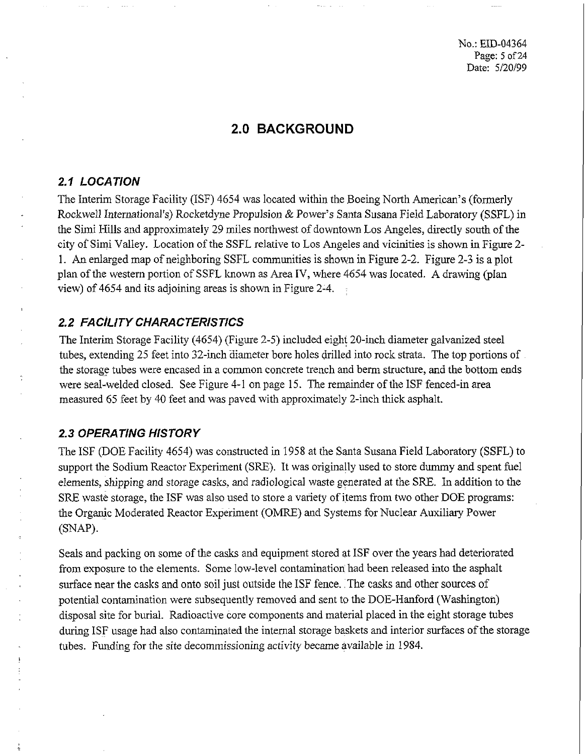# 2.0 BACKGROUND

## 2.1 LOCATION

The Interim Storage Facility (ISF) 4654 was located within the Boeing North American's (formerly Rockwell International's) Rocketdyne Propulsion & Power's Santa Susana Field Laboratory (SSFL) in the Simi Hills and approximately 29 miles northwest of downtown Los Angeles, directly south of the city of Simi Valley. Location of the SSFL relative to Los Angeles and vicinities is shown in Figure 2-1. An enlarged map of neighboring SSFL communities is shown in Figure 2-2. Figure 2-3 is a plot plan of the western portion of SSFL known as Area IV, where 4654 was located. A drawing (plan view) of 4654 and its adjoining areas is shown in Figure 2-4.

## 2.2 FACILITY CHARACTERISTICS

The Interim Storage Facility (4654) (Figure 2-5) included eight 20-inch diameter galvanized steel tubes, extending 25 feet into 32-inch diameter bore holes drilled into rock strata. The top portions of the storage tubes were encased in a common concrete trench and berm structure, and the bottom ends were seal-welded closed. See Figure 4-1 on page 15. The remainder of the ISF fenced-in area measured 65 feet by 40 feet and was paved with approximately 2-inch thick asphalt.

## 2.3 OPERATING HISTORY

The ISF (DOE Facility 4654) was constructed in 1958 at the Santa Susana Field Laboratory (SSFL) to support the Sodium Reactor Experiment (SRE). It was originally used to store dummy and spent fuel elements, shipping and storage casks, and radiological waste generated at the SRE. In addition to the SRE waste storage, the ISF was also used to store a variety of items from two other DOE programs: the Organic Moderated Reactor Experiment (OMRE) and Systems for Nuclear Auxiliary Power (SNAP).

Seals and packing on some of the casks and equipment stored at ISF over the years had deteriorated from exposure to the elements. Some low-level contamination had been released into the asphalt surface near the casks and onto soil just outside the ISF fence. The casks and other sources of potential contamination were subsequently removed and sent to the DOE-Hanford (Washington) disposal site for burial. Radioactive core components and material placed in the eight storage tubes during ISF usage had also contaminated the internal storage baskets and interior surfaces of the storage tubes. Funding for the site decommissioning activity became available in 1984.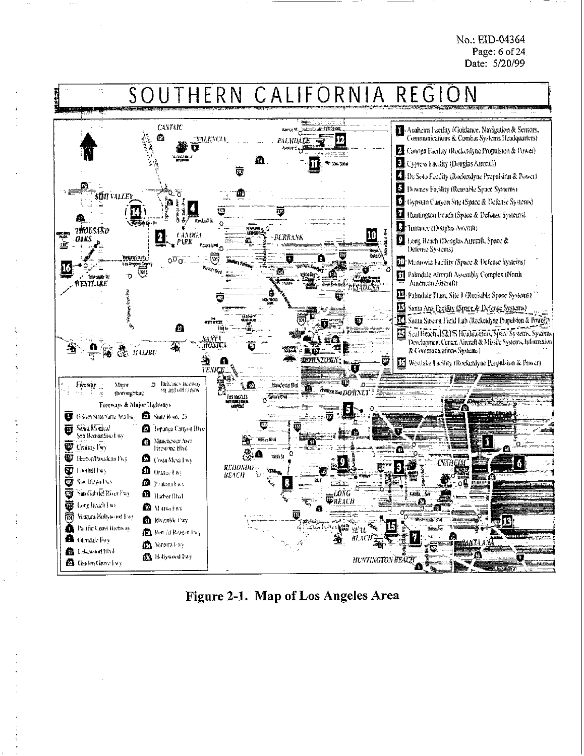No.: EID-04364
Date: 5/20/99

# SOUTHERN CALIFORNIA REGION

1. Anaheim Facility (Guidance, Navigation & Sensors, Communications & Combat Systems Headquarters)
2. Canoga Facility (Rocketdyne Propulsion & Power)
3. Cypress Facility (Douglas Aircraft)
4. De Soto Facility (Rocketdyne Propulsion & Power)
5. Downey Facility (Reusable Space Systems)
6. Gypsum Canyon Site (Space & Defense Systems)
7. Huntington Beach (Space & Defense Systems)
8. Torrance (Douglas Aircraft)
9. Long Beach (Douglas Aircraft, Space & Defense Systems)
10. Monrovia Facility (Space & Defense Systems)
11. Palmdale Aircraft Assembly Complex (North American Aircraft)
12. Palmdale Plant, Site 1 (Reusable Space Systems)
13. Santa Ana Facility (Space & Defense Systems)
14. Santa Susana Field Lab (Rocketdyne Propulsion & Power)
15. Seal Beach (ISDS Headquarters, Space Systems, Systems Development Center, Aircraft & Missile Systems, Information & Communications Systems)
16. Westlake Facility (Rocketdyne Propulsion & Power)

**Figure 2-1. Map of Los Angeles Area**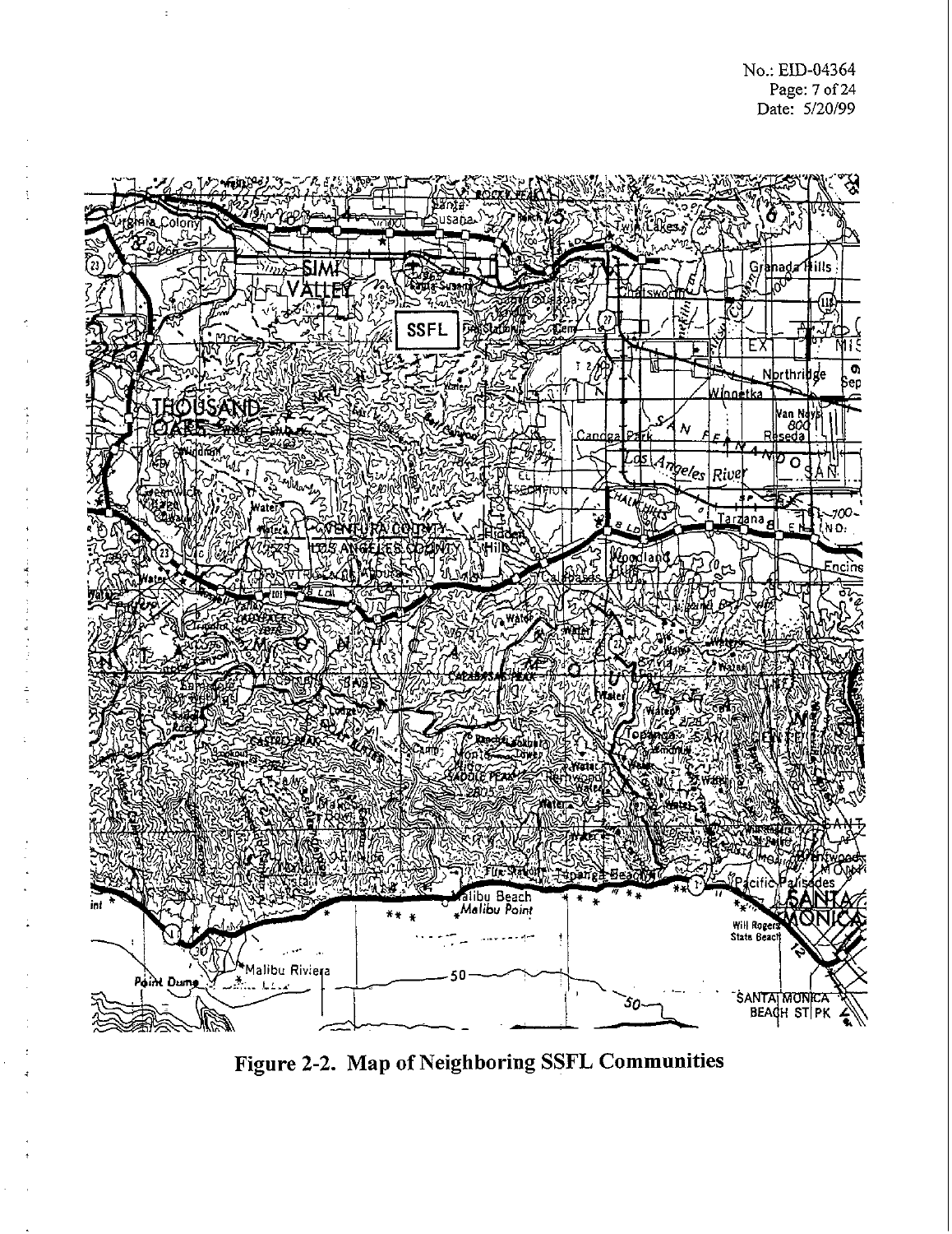Figure 2-2. Map of Neighboring SSFL Communities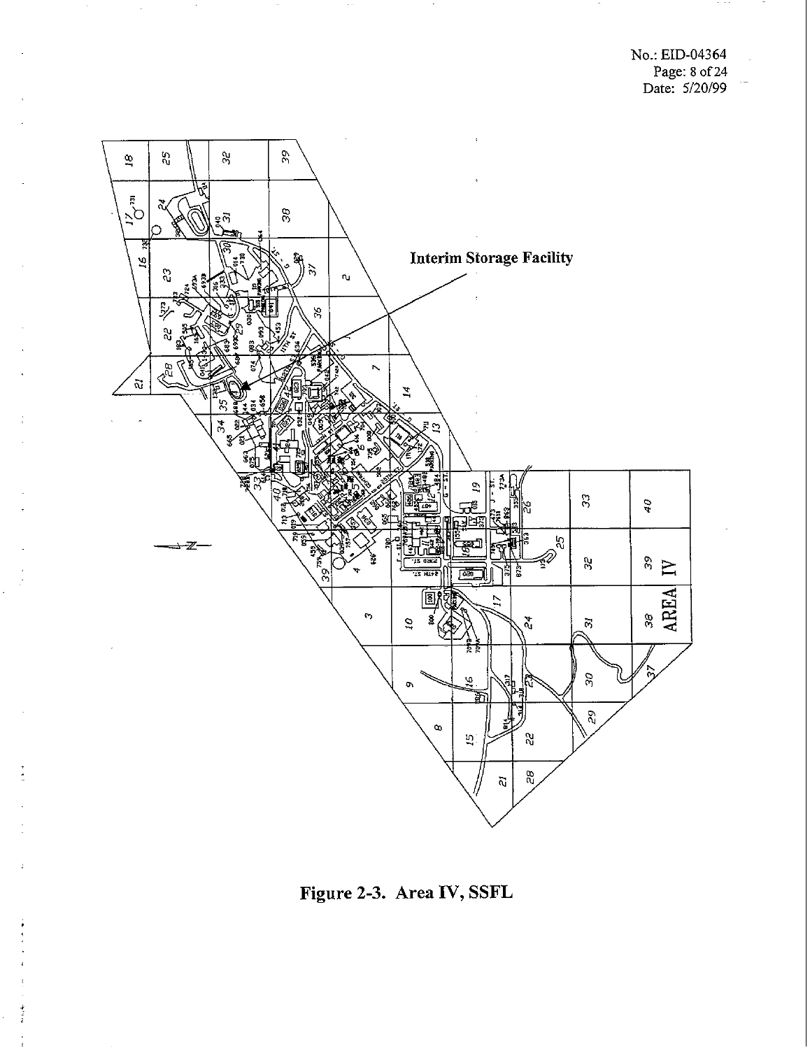Interim Storage Facility

AREA IV

**Figure 2-3. Area IV, SSFL**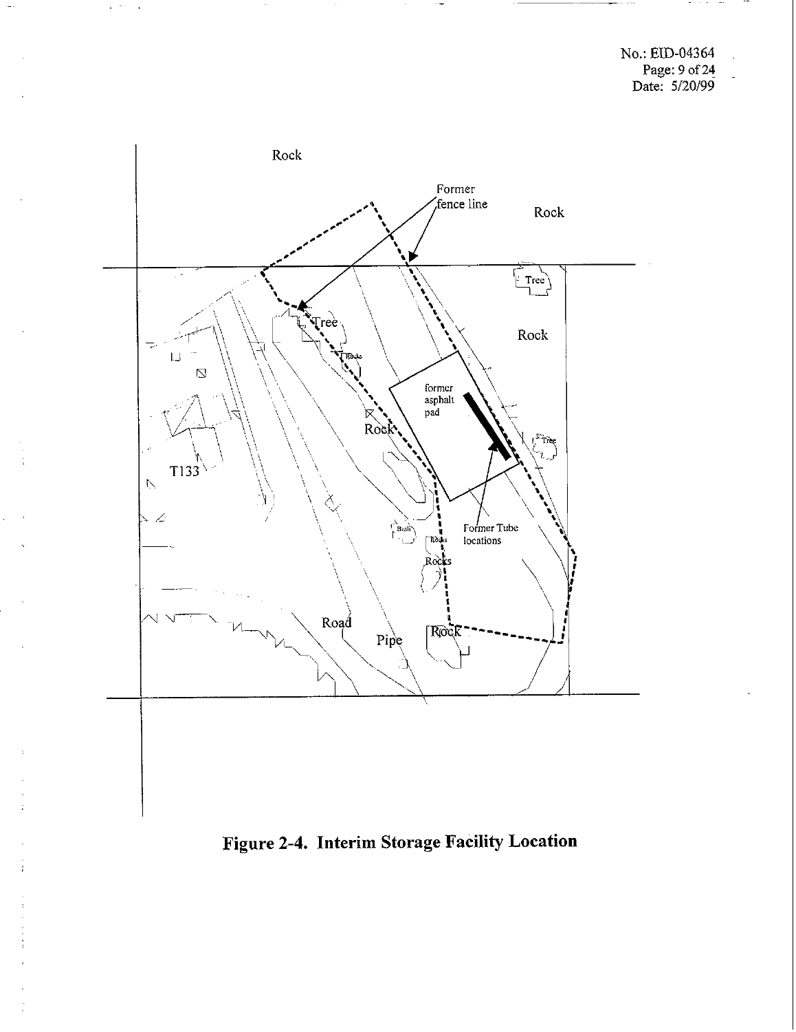Rock

Former fence line

Rock

Tree

Tree

Rocks

Rock

former asphalt pad

Rock

Tree

T133

Former Tube locations

Bush

Rocks

Rocks

Road

Pipe

Rock

**Figure 2-4. Interim Storage Facility Location**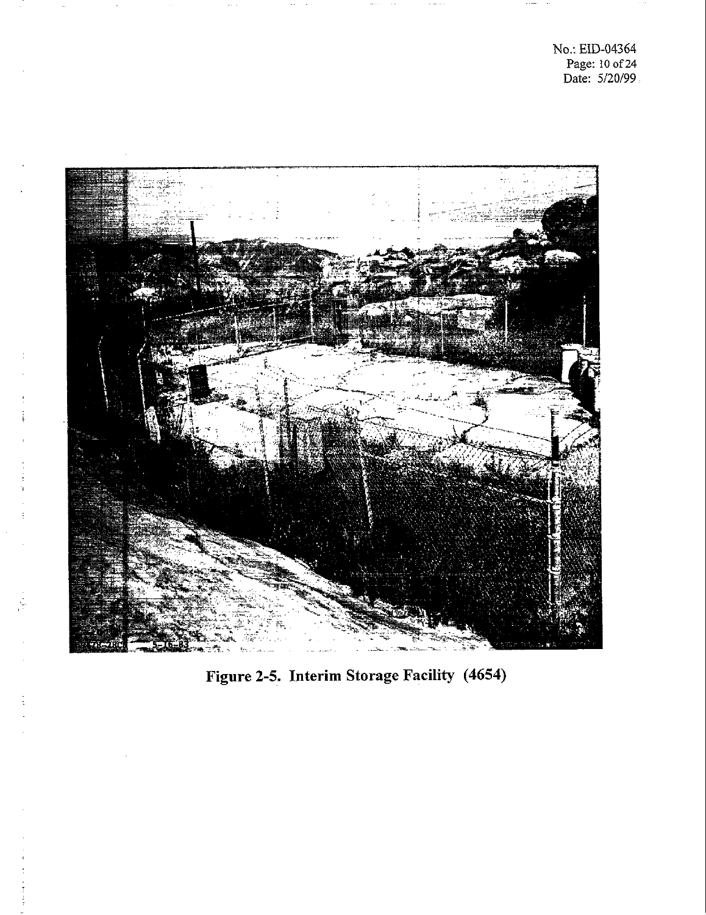Figure 2-5. Interim Storage Facility (4654)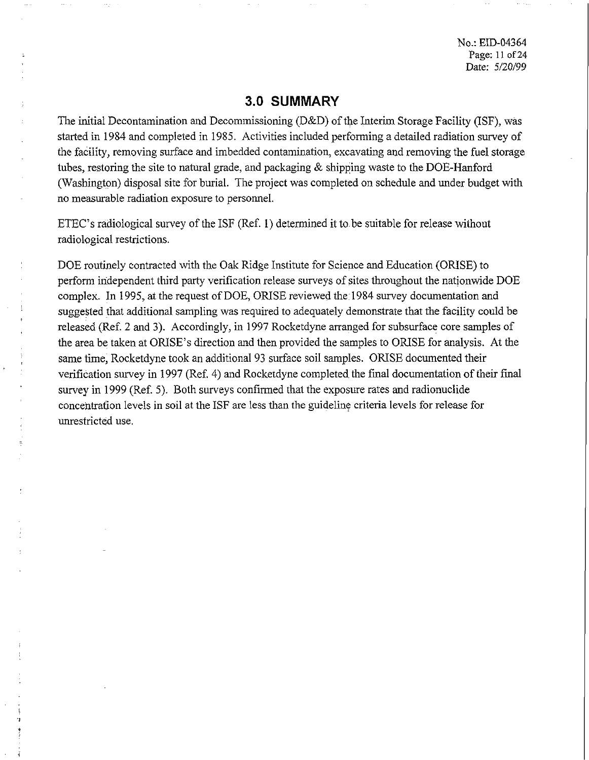## 3.0 SUMMARY

The initial Decontamination and Decommissioning (D&D) of the Interim Storage Facility (ISF), was started in 1984 and completed in 1985. Activities included performing a detailed radiation survey of the facility, removing surface and imbedded contamination, excavating and removing the fuel storage tubes, restoring the site to natural grade, and packaging & shipping waste to the DOE-Hanford (Washington) disposal site for burial. The project was completed on schedule and under budget with no measurable radiation exposure to personnel.

ETEC's radiological survey of the ISF (Ref. 1) determined it to be suitable for release without radiological restrictions.

DOE routinely contracted with the Oak Ridge Institute for Science and Education (ORISE) to perform independent third party verification release surveys of sites throughout the nationwide DOE complex. In 1995, at the request of DOE, ORISE reviewed the 1984 survey documentation and suggested that additional sampling was required to adequately demonstrate that the facility could be released (Ref. 2 and 3). Accordingly, in 1997 Rocketdyne arranged for subsurface core samples of the area be taken at ORISE's direction and then provided the samples to ORISE for analysis. At the same time, Rocketdyne took an additional 93 surface soil samples. ORISE documented their verification survey in 1997 (Ref. 4) and Rocketdyne completed the final documentation of their final survey in 1999 (Ref. 5). Both surveys confirmed that the exposure rates and radionuclide concentration levels in soil at the ISF are less than the guideline criteria levels for release for unrestricted use.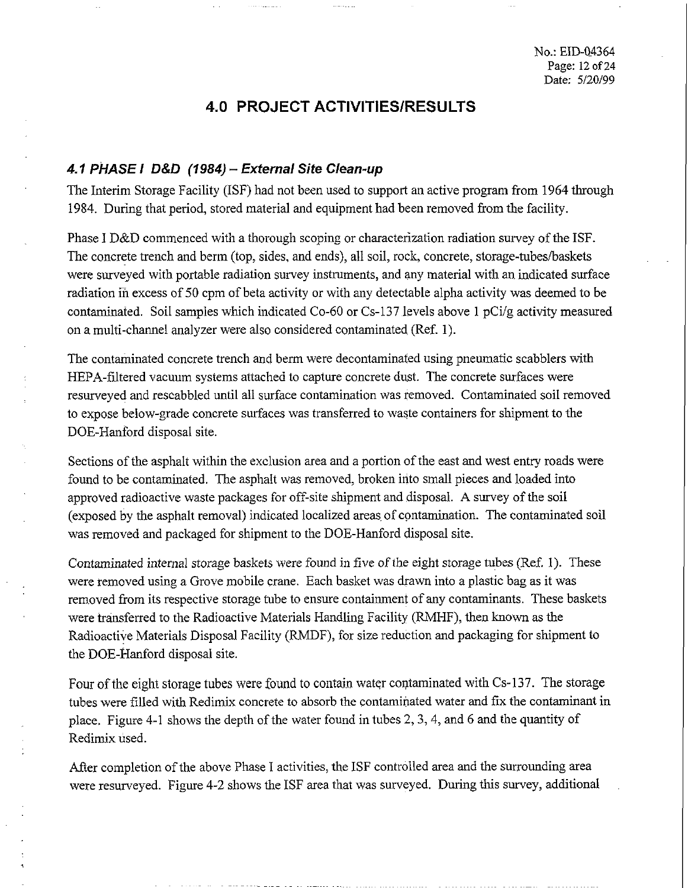## 4.0 PROJECT ACTIVITIES/RESULTS

### *4.1 PHASE I D&D (1984) – External Site Clean-up*

The Interim Storage Facility (ISF) had not been used to support an active program from 1964 through 1984. During that period, stored material and equipment had been removed from the facility.

Phase I D&D commenced with a thorough scoping or characterization radiation survey of the ISF. The concrete trench and berm (top, sides, and ends), all soil, rock, concrete, storage-tubes/baskets were surveyed with portable radiation survey instruments, and any material with an indicated surface radiation in excess of 50 cpm of beta activity or with any detectable alpha activity was deemed to be contaminated. Soil samples which indicated Co-60 or Cs-137 levels above 1 pCi/g activity measured on a multi-channel analyzer were also considered contaminated (Ref. 1).

The contaminated concrete trench and berm were decontaminated using pneumatic scabblers with HEPA-filtered vacuum systems attached to capture concrete dust. The concrete surfaces were resurveyed and rescabbled until all surface contamination was removed. Contaminated soil removed to expose below-grade concrete surfaces was transferred to waste containers for shipment to the DOE-Hanford disposal site.

Sections of the asphalt within the exclusion area and a portion of the east and west entry roads were found to be contaminated. The asphalt was removed, broken into small pieces and loaded into approved radioactive waste packages for off-site shipment and disposal. A survey of the soil (exposed by the asphalt removal) indicated localized areas of contamination. The contaminated soil was removed and packaged for shipment to the DOE-Hanford disposal site.

Contaminated internal storage baskets were found in five of the eight storage tubes (Ref. 1). These were removed using a Grove mobile crane. Each basket was drawn into a plastic bag as it was removed from its respective storage tube to ensure containment of any contaminants. These baskets were transferred to the Radioactive Materials Handling Facility (RMHF), then known as the Radioactive Materials Disposal Facility (RMDF), for size reduction and packaging for shipment to the DOE-Hanford disposal site.

Four of the eight storage tubes were found to contain water contaminated with Cs-137. The storage tubes were filled with Redimix concrete to absorb the contaminated water and fix the contaminant in place. Figure 4-1 shows the depth of the water found in tubes 2, 3, 4, and 6 and the quantity of Redimix used.

After completion of the above Phase I activities, the ISF controlled area and the surrounding area were resurveyed. Figure 4-2 shows the ISF area that was surveyed. During this survey, additional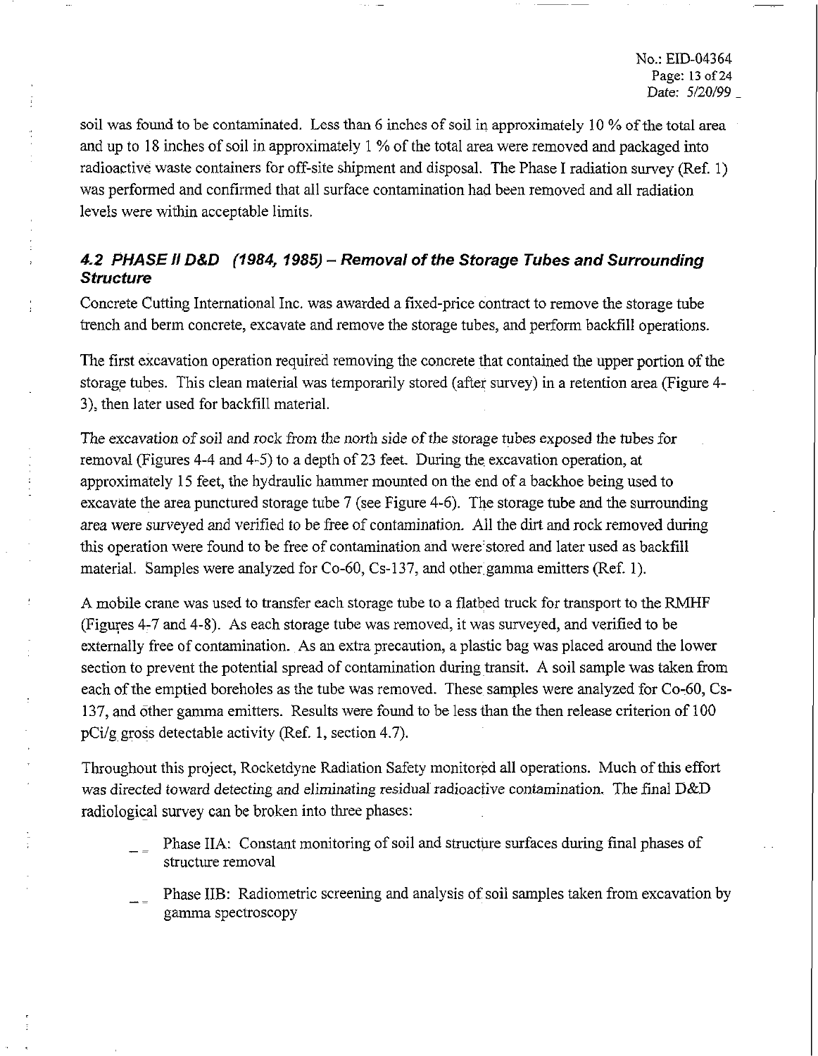soil was found to be contaminated. Less than 6 inches of soil in approximately 10 % of the total area and up to 18 inches of soil in approximately 1 % of the total area were removed and packaged into radioactive waste containers for off-site shipment and disposal. The Phase I radiation survey (Ref. 1) was performed and confirmed that all surface contamination had been removed and all radiation levels were within acceptable limits.

### *4.2 PHASE II D&D (1984, 1985) – Removal of the Storage Tubes and Surrounding Structure*

Concrete Cutting International Inc. was awarded a fixed-price contract to remove the storage tube trench and berm concrete, excavate and remove the storage tubes, and perform backfill operations.

The first excavation operation required removing the concrete that contained the upper portion of the storage tubes. This clean material was temporarily stored (after survey) in a retention area (Figure 4-3), then later used for backfill material.

The excavation of soil and rock from the north side of the storage tubes exposed the tubes for removal (Figures 4-4 and 4-5) to a depth of 23 feet. During the excavation operation, at approximately 15 feet, the hydraulic hammer mounted on the end of a backhoe being used to excavate the area punctured storage tube 7 (see Figure 4-6). The storage tube and the surrounding area were surveyed and verified to be free of contamination. All the dirt and rock removed during this operation were found to be free of contamination and were stored and later used as backfill material. Samples were analyzed for Co-60, Cs-137, and other gamma emitters (Ref. 1).

A mobile crane was used to transfer each storage tube to a flatbed truck for transport to the RMHF (Figures 4-7 and 4-8). As each storage tube was removed, it was surveyed, and verified to be externally free of contamination. As an extra precaution, a plastic bag was placed around the lower section to prevent the potential spread of contamination during transit. A soil sample was taken from each of the emptied boreholes as the tube was removed. These samples were analyzed for Co-60, Cs-137, and other gamma emitters. Results were found to be less than the then release criterion of 100 pCi/g gross detectable activity (Ref. 1, section 4.7).

Throughout this project, Rocketdyne Radiation Safety monitored all operations. Much of this effort was directed toward detecting and eliminating residual radioactive contamination. The final D&D radiological survey can be broken into three phases:

- Phase IIA: Constant monitoring of soil and structure surfaces during final phases of structure removal
- Phase IIB: Radiometric screening and analysis of soil samples taken from excavation by gamma spectroscopy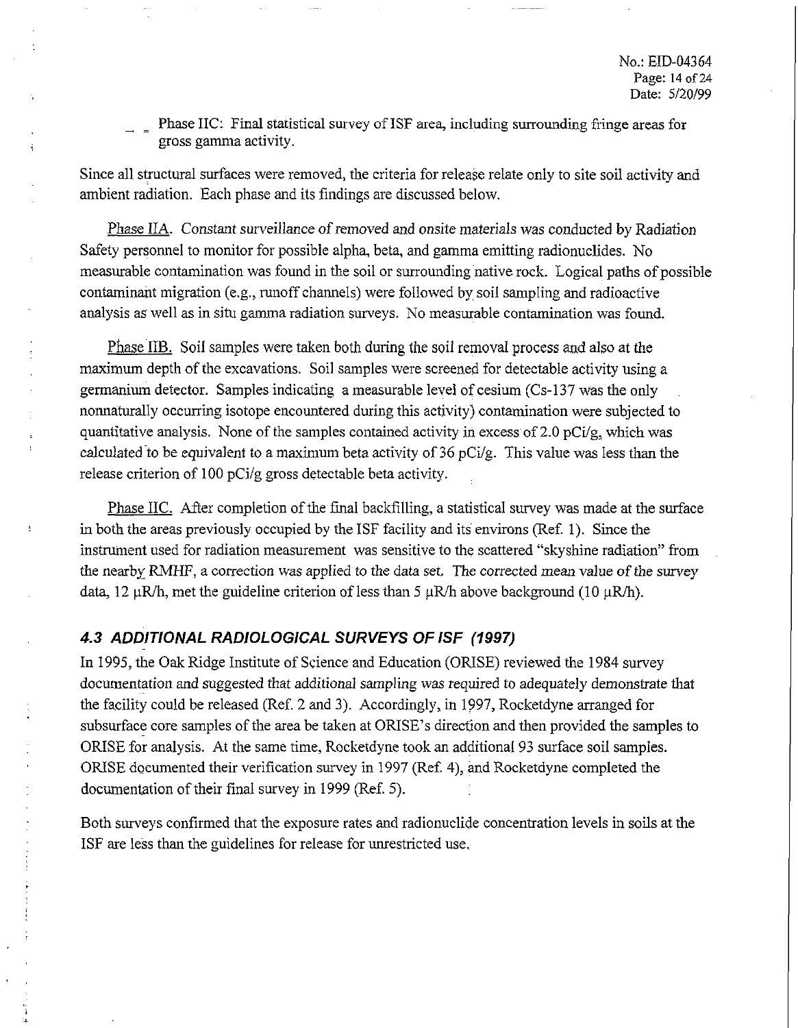- Phase IIC: Final statistical survey of ISF area, including surrounding fringe areas for gross gamma activity.

Since all structural surfaces were removed, the criteria for release relate only to site soil activity and ambient radiation. Each phase and its findings are discussed below.

Phase IIA. Constant surveillance of removed and onsite materials was conducted by Radiation Safety personnel to monitor for possible alpha, beta, and gamma emitting radionuclides. No measurable contamination was found in the soil or surrounding native rock. Logical paths of possible contaminant migration (e.g., runoff channels) were followed by soil sampling and radioactive analysis as well as in situ gamma radiation surveys. No measurable contamination was found.

Phase IIB. Soil samples were taken both during the soil removal process and also at the maximum depth of the excavations. Soil samples were screened for detectable activity using a germanium detector. Samples indicating a measurable level of cesium (Cs-137 was the only nonnaturally occurring isotope encountered during this activity) contamination were subjected to quantitative analysis. None of the samples contained activity in excess of 2.0 pCi/g, which was calculated to be equivalent to a maximum beta activity of 36 pCi/g. This value was less than the release criterion of 100 pCi/g gross detectable beta activity.

Phase IIC. After completion of the final backfilling, a statistical survey was made at the surface in both the areas previously occupied by the ISF facility and its environs (Ref. 1). Since the instrument used for radiation measurement was sensitive to the scattered "skyshine radiation" from the nearby RMHF, a correction was applied to the data set. The corrected mean value of the survey data, 12 μR/h, met the guideline criterion of less than 5 μR/h above background (10 μR/h).

## 4.3 ADDITIONAL RADIOLOGICAL SURVEYS OF ISF (1997)

In 1995, the Oak Ridge Institute of Science and Education (ORISE) reviewed the 1984 survey documentation and suggested that additional sampling was required to adequately demonstrate that the facility could be released (Ref. 2 and 3). Accordingly, in 1997, Rocketdyne arranged for subsurface core samples of the area be taken at ORISE's direction and then provided the samples to ORISE for analysis. At the same time, Rocketdyne took an additional 93 surface soil samples. ORISE documented their verification survey in 1997 (Ref. 4), and Rocketdyne completed the documentation of their final survey in 1999 (Ref. 5).

Both surveys confirmed that the exposure rates and radionuclide concentration levels in soils at the ISF are less than the guidelines for release for unrestricted use.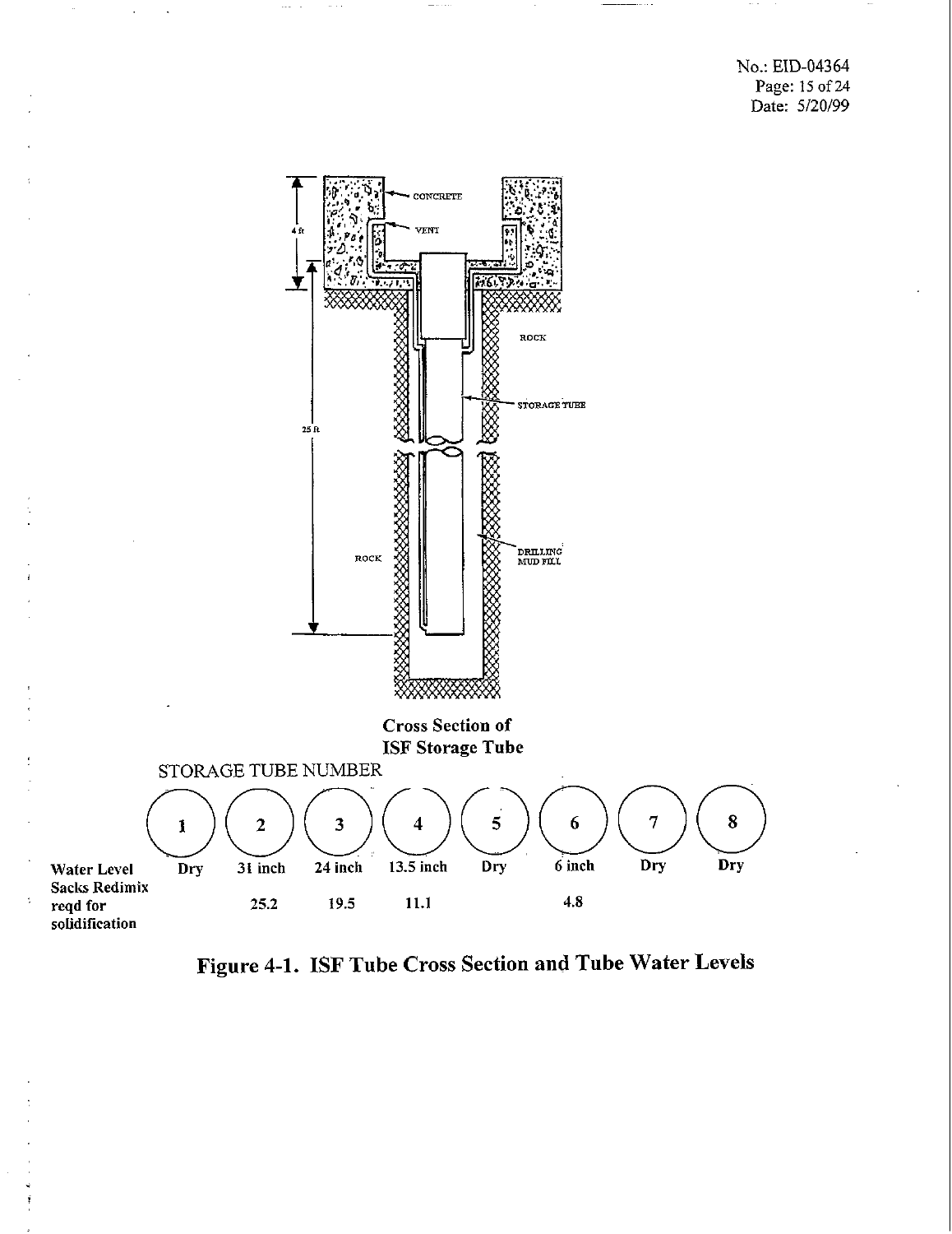Cross Section of
ISF Storage Tube

STORAGE TUBE NUMBER

| | 1 | 2 | 3 | 4 | 5 | 6 | 7 | 8 |
|---|---|---|---|---|---|---|---|---|
| Water Level | Dry | 31 inch | 24 inch | 13.5 inch | Dry | 6 inch | Dry | Dry |
| Sacks Redimix reqd for solidification | | 25.2 | 19.5 | 11.1 | | 4.8 | | |

**Figure 4-1. ISF Tube Cross Section and Tube Water Levels**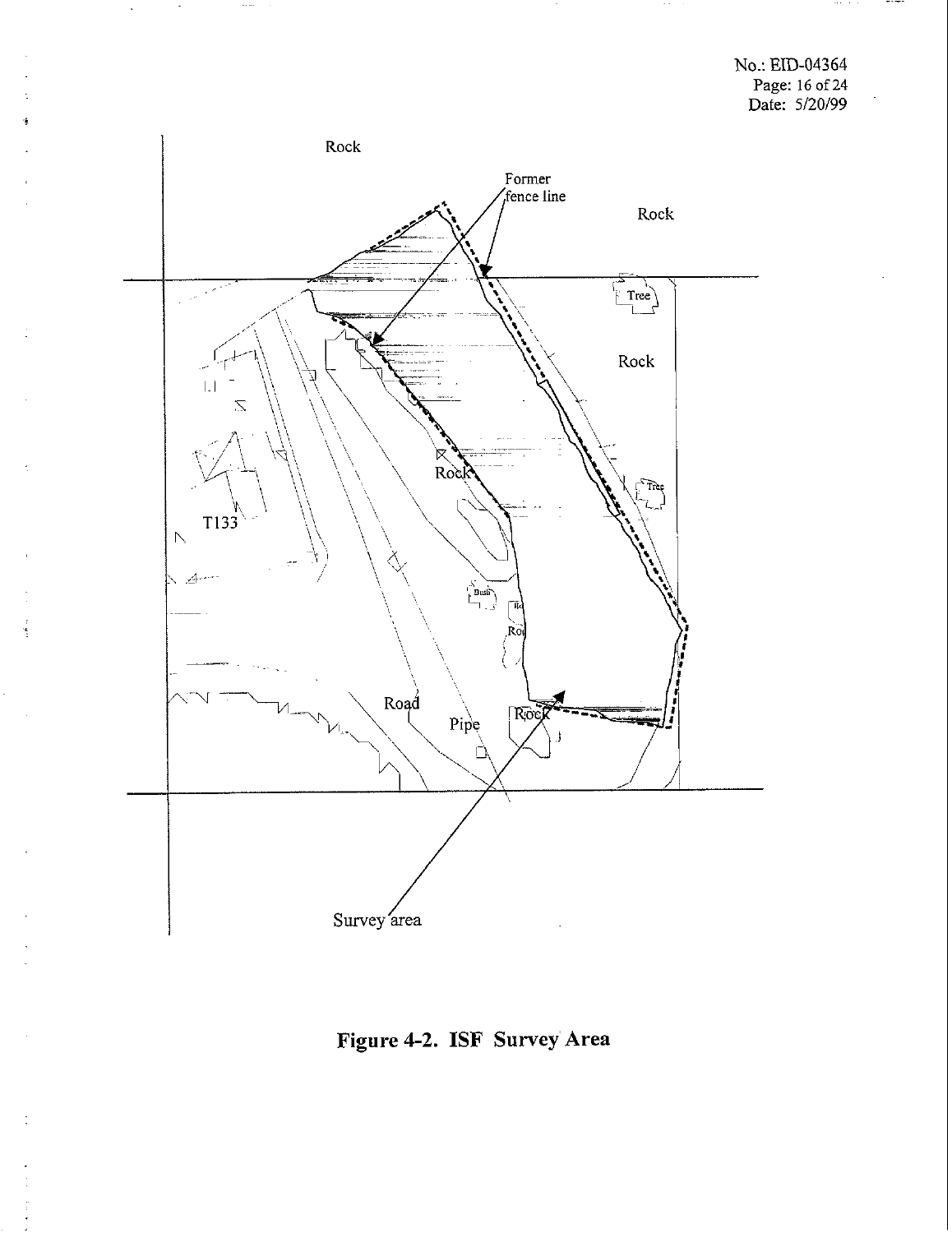Rock

Former fence line

Rock

Tree

Rock

Rock

Tree

T133

Bush

Ro

Road

Pipe

Rock

Survey area

**Figure 4-2. ISF Survey Area**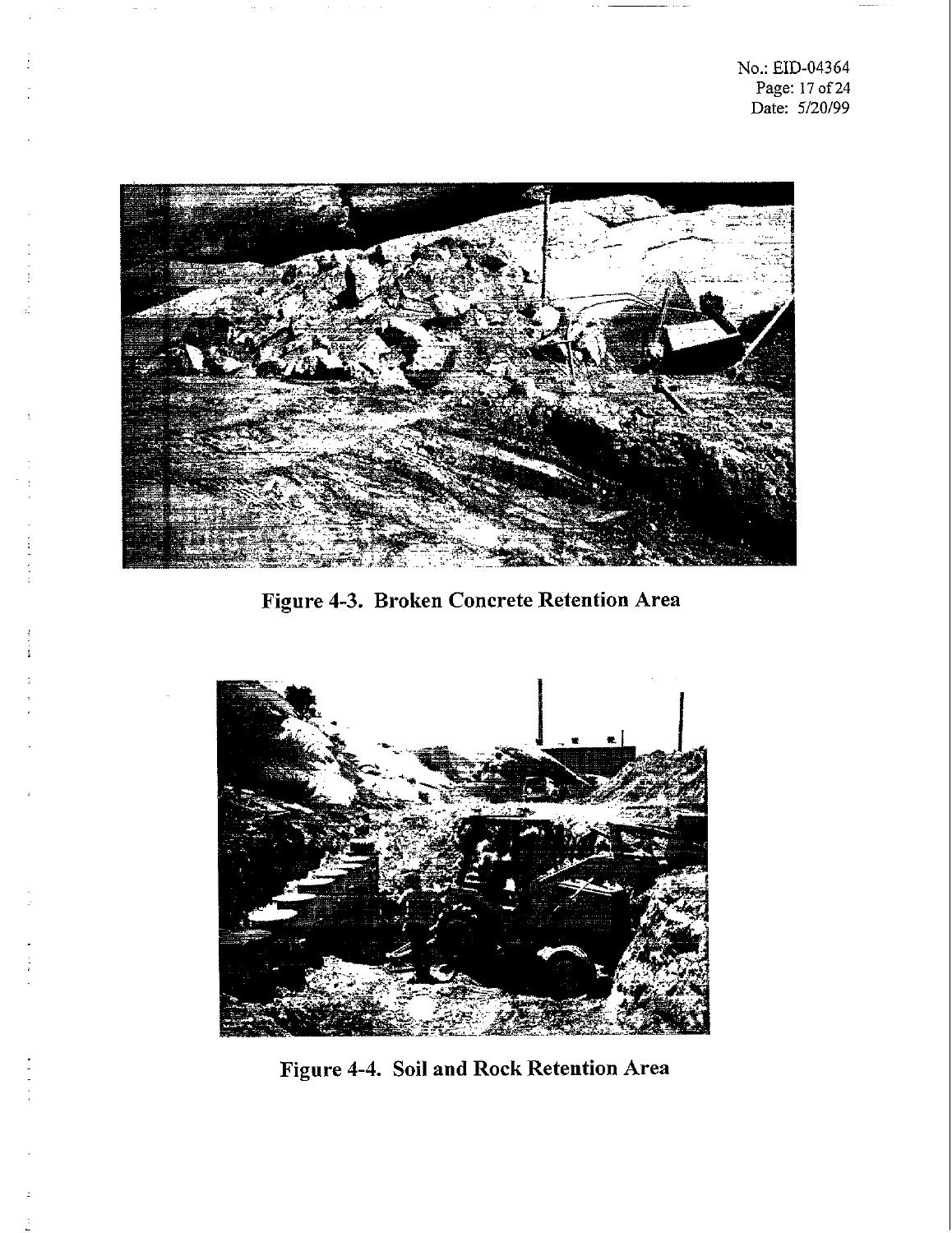Figure 4-3. Broken Concrete Retention Area

Figure 4-4. Soil and Rock Retention Area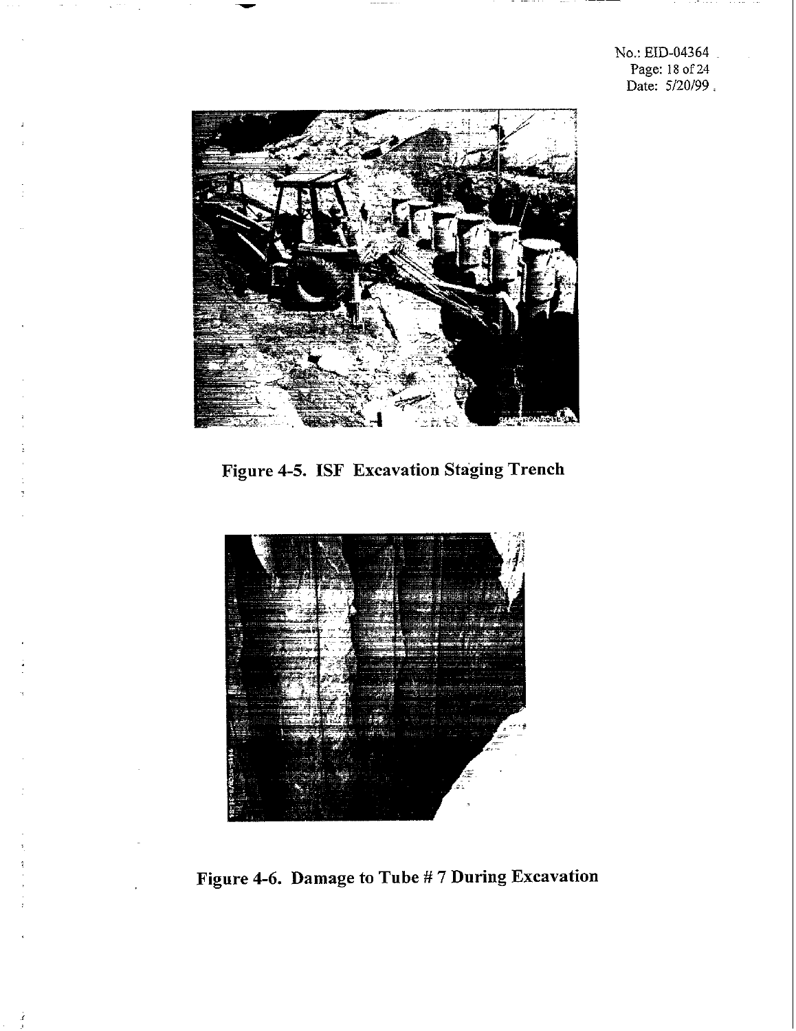Figure 4-5. ISF Excavation Staging Trench

Figure 4-6. Damage to Tube # 7 During Excavation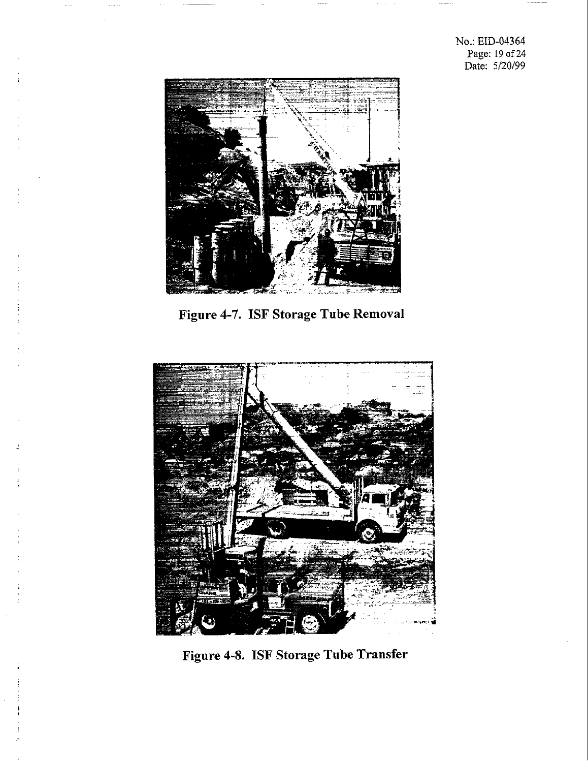Figure 4-7. ISF Storage Tube Removal

Figure 4-8. ISF Storage Tube Transfer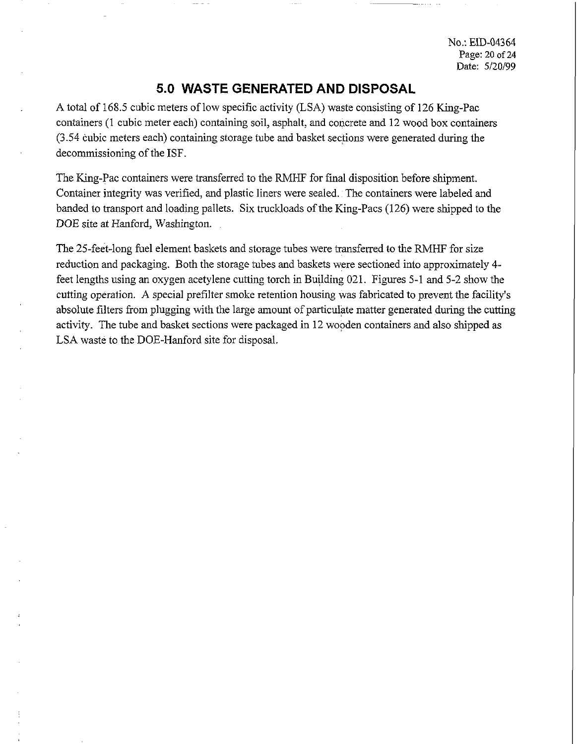## 5.0 WASTE GENERATED AND DISPOSAL

A total of 168.5 cubic meters of low specific activity (LSA) waste consisting of 126 King-Pac containers (1 cubic meter each) containing soil, asphalt, and concrete and 12 wood box containers (3.54 cubic meters each) containing storage tube and basket sections were generated during the decommissioning of the ISF.

The King-Pac containers were transferred to the RMHF for final disposition before shipment. Container integrity was verified, and plastic liners were sealed. The containers were labeled and banded to transport and loading pallets. Six truckloads of the King-Pacs (126) were shipped to the DOE site at Hanford, Washington.

The 25-feet-long fuel element baskets and storage tubes were transferred to the RMHF for size reduction and packaging. Both the storage tubes and baskets were sectioned into approximately 4-feet lengths using an oxygen acetylene cutting torch in Building 021. Figures 5-1 and 5-2 show the cutting operation. A special prefilter smoke retention housing was fabricated to prevent the facility's absolute filters from plugging with the large amount of particulate matter generated during the cutting activity. The tube and basket sections were packaged in 12 wooden containers and also shipped as LSA waste to the DOE-Hanford site for disposal.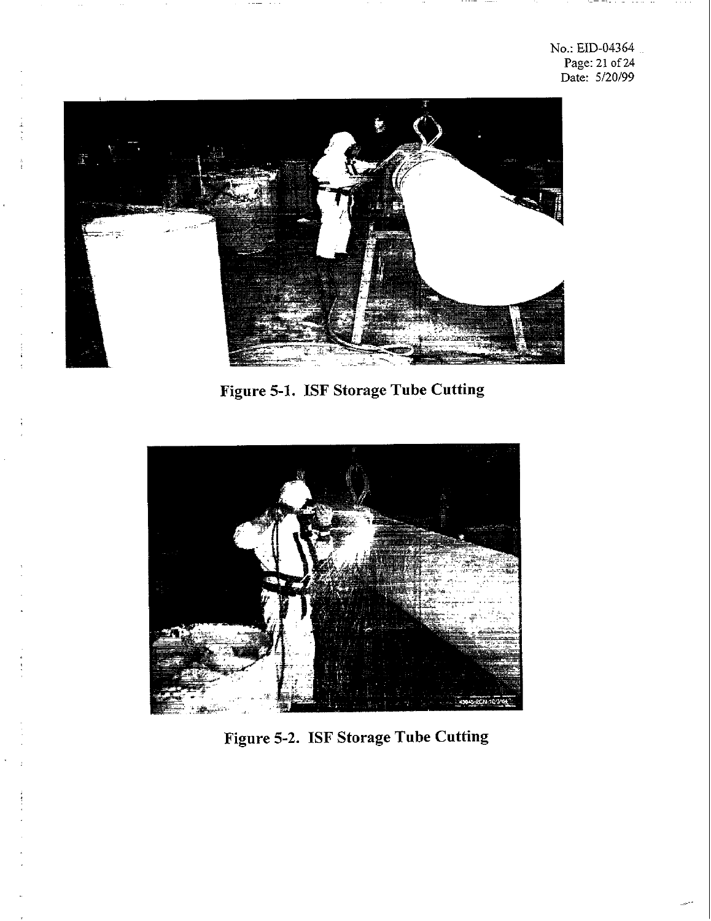Figure 5-1. ISF Storage Tube Cutting

Figure 5-2. ISF Storage Tube Cutting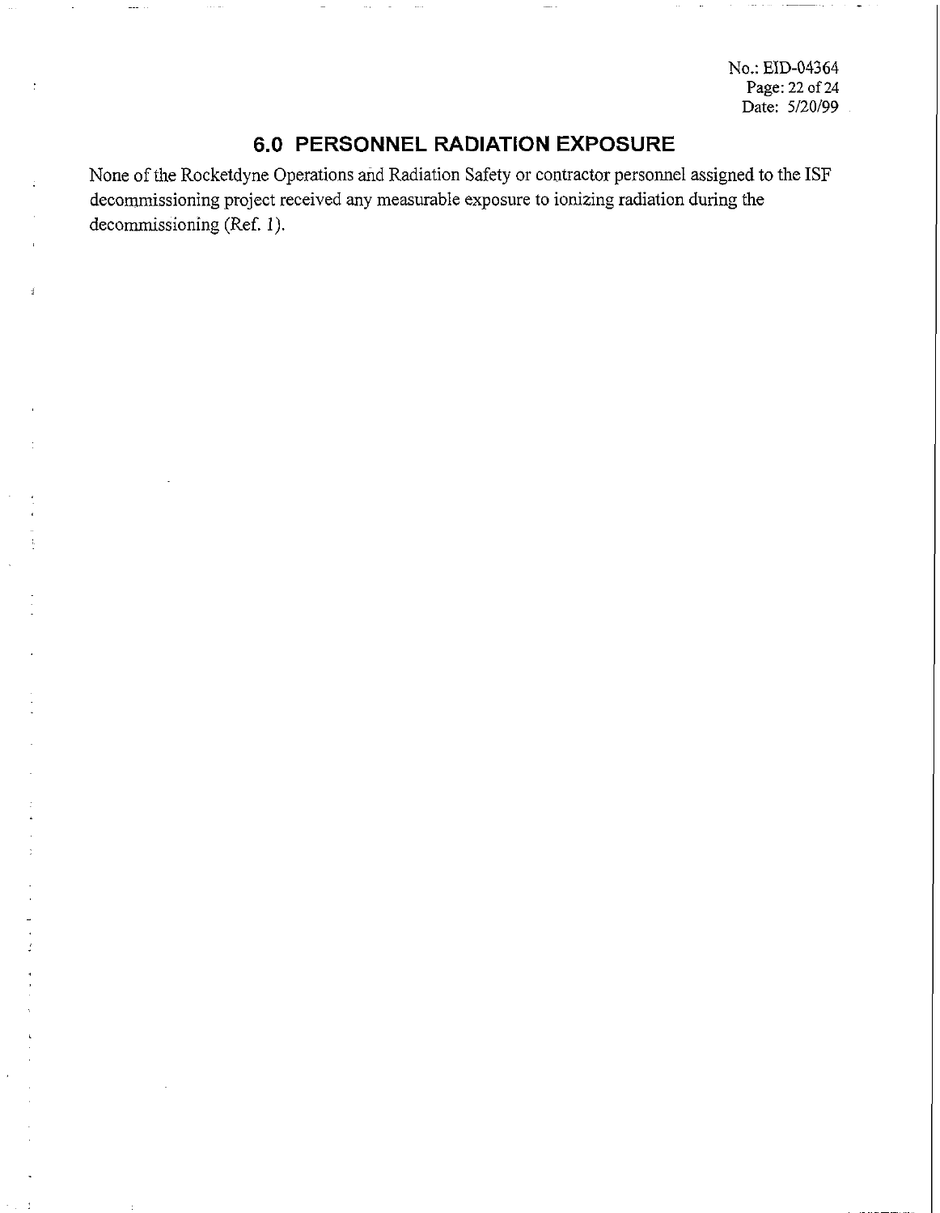## 6.0 PERSONNEL RADIATION EXPOSURE

None of the Rocketdyne Operations and Radiation Safety or contractor personnel assigned to the ISF decommissioning project received any measurable exposure to ionizing radiation during the decommissioning (Ref. 1).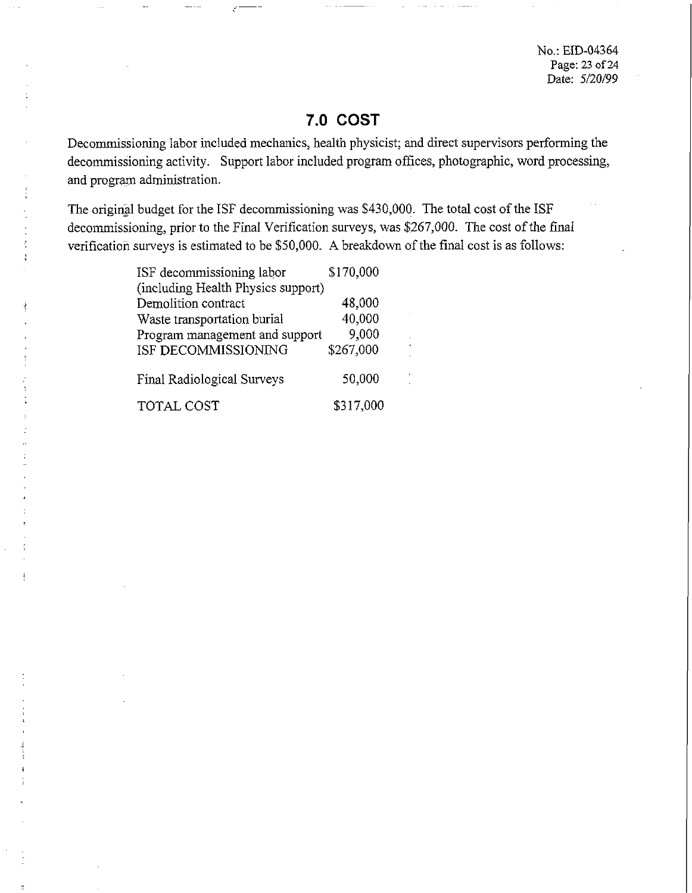## 7.0 COST

Decommissioning labor included mechanics, health physicist; and direct supervisors performing the decommissioning activity. Support labor included program offices, photographic, word processing, and program administration.

The original budget for the ISF decommissioning was $430,000. The total cost of the ISF decommissioning, prior to the Final Verification surveys, was $267,000. The cost of the final verification surveys is estimated to be $50,000. A breakdown of the final cost is as follows:

| Item | Cost |
|---|---|
| ISF decommissioning labor (including Health Physics support) | $170,000 |
| Demolition contract | 48,000 |
| Waste transportation burial | 40,000 |
| Program management and support | 9,000 |
| ISF DECOMMISSIONING | $267,000 |
| Final Radiological Surveys | 50,000 |
| TOTAL COST | $317,000 |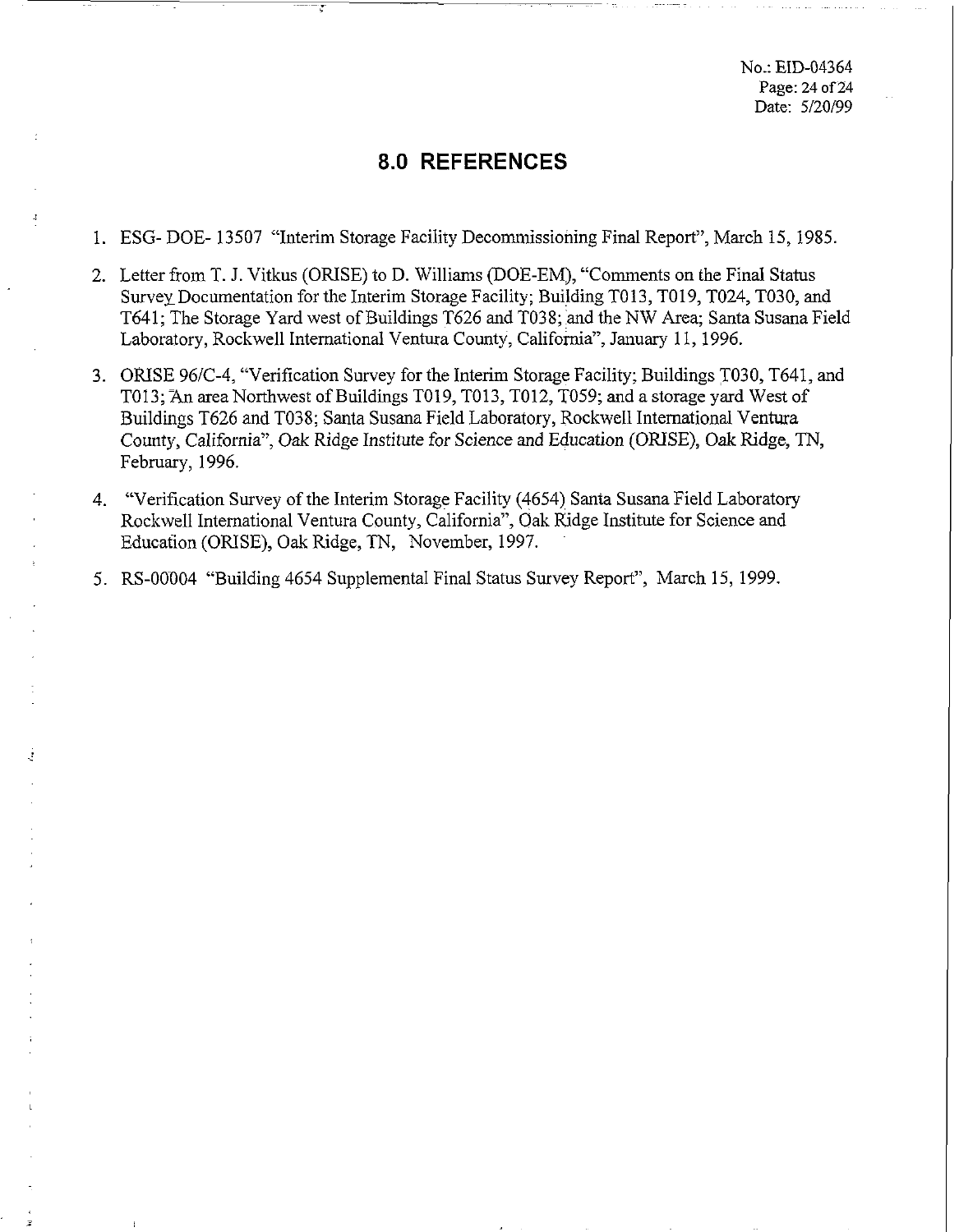## 8.0 REFERENCES

1. ESG- DOE- 13507 "Interim Storage Facility Decommissioning Final Report", March 15, 1985.
2. Letter from T. J. Vitkus (ORISE) to D. Williams (DOE-EM), "Comments on the Final Status Survey Documentation for the Interim Storage Facility; Building T013, T019, T024, T030, and T641; The Storage Yard west of Buildings T626 and T038; and the NW Area; Santa Susana Field Laboratory, Rockwell International Ventura County, California", January 11, 1996.
3. ORISE 96/C-4, "Verification Survey for the Interim Storage Facility; Buildings T030, T641, and T013; An area Northwest of Buildings T019, T013, T012, T059; and a storage yard West of Buildings T626 and T038; Santa Susana Field Laboratory, Rockwell International Ventura County, California", Oak Ridge Institute for Science and Education (ORISE), Oak Ridge, TN, February, 1996.
4. "Verification Survey of the Interim Storage Facility (4654) Santa Susana Field Laboratory Rockwell International Ventura County, California", Oak Ridge Institute for Science and Education (ORISE), Oak Ridge, TN, November, 1997.
5. RS-00004 "Building 4654 Supplemental Final Status Survey Report", March 15, 1999.